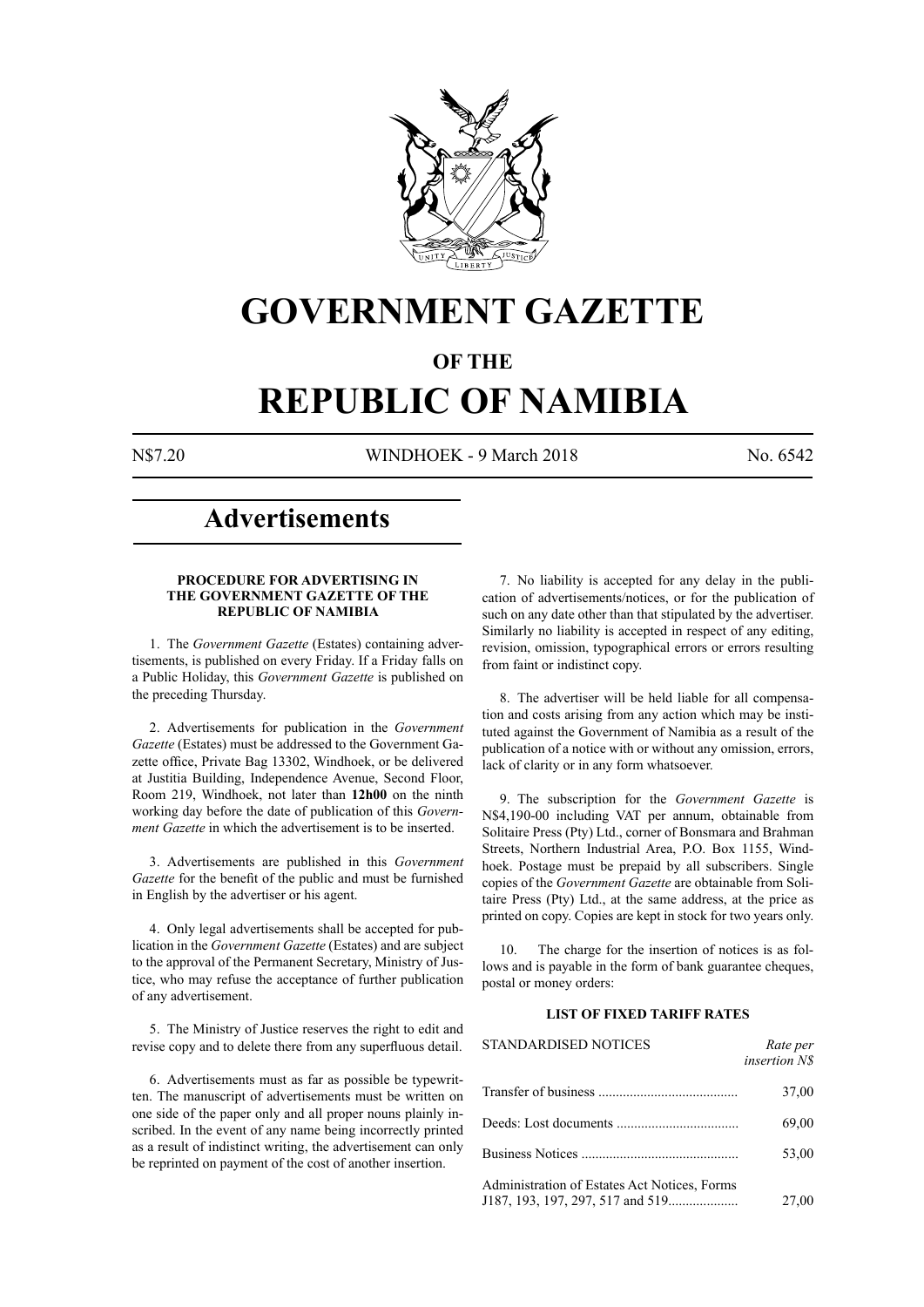# GOVERNMENT GAZETTE

## OF THE

# REPUBLIC OF NAMIBIA

N$7.20 WINDHOEK - 9 March 2018 No. 6542

# Advertisements

### PROCEDURE FOR ADVERTISING IN THE GOVERNMENT GAZETTE OF THE REPUBLIC OF NAMIBIA

1. The *Government Gazette* (Estates) containing advertisements, is published on every Friday. If a Friday falls on a Public Holiday, this *Government Gazette* is published on the preceding Thursday.

2. Advertisements for publication in the *Government Gazette* (Estates) must be addressed to the Government Gazette office, Private Bag 13302, Windhoek, or be delivered at Justitia Building, Independence Avenue, Second Floor, Room 219, Windhoek, not later than **12h00** on the ninth working day before the date of publication of this *Government Gazette* in which the advertisement is to be inserted.

3. Advertisements are published in this *Government Gazette* for the benefit of the public and must be furnished in English by the advertiser or his agent.

4. Only legal advertisements shall be accepted for publication in the *Government Gazette* (Estates) and are subject to the approval of the Permanent Secretary, Ministry of Justice, who may refuse the acceptance of further publication of any advertisement.

5. The Ministry of Justice reserves the right to edit and revise copy and to delete there from any superfluous detail.

6. Advertisements must as far as possible be typewritten. The manuscript of advertisements must be written on one side of the paper only and all proper nouns plainly inscribed. In the event of any name being incorrectly printed as a result of indistinct writing, the advertisement can only be reprinted on payment of the cost of another insertion.

7. No liability is accepted for any delay in the publication of advertisements/notices, or for the publication of such on any date other than that stipulated by the advertiser. Similarly no liability is accepted in respect of any editing, revision, omission, typographical errors or errors resulting from faint or indistinct copy.

8. The advertiser will be held liable for all compensation and costs arising from any action which may be instituted against the Government of Namibia as a result of the publication of a notice with or without any omission, errors, lack of clarity or in any form whatsoever.

9. The subscription for the *Government Gazette* is N$4,190-00 including VAT per annum, obtainable from Solitaire Press (Pty) Ltd., corner of Bonsmara and Brahman Streets, Northern Industrial Area, P.O. Box 1155, Windhoek. Postage must be prepaid by all subscribers. Single copies of the *Government Gazette* are obtainable from Solitaire Press (Pty) Ltd., at the same address, at the price as printed on copy. Copies are kept in stock for two years only.

10. The charge for the insertion of notices is as follows and is payable in the form of bank guarantee cheques, postal or money orders:

### LIST OF FIXED TARIFF RATES

| STANDARDISED NOTICES | *Rate per insertion N$* |
|---|---|
| Transfer of business | 37,00 |
| Deeds: Lost documents | 69,00 |
| Business Notices | 53,00 |
| Administration of Estates Act Notices, Forms J187, 193, 197, 297, 517 and 519 | 27,00 |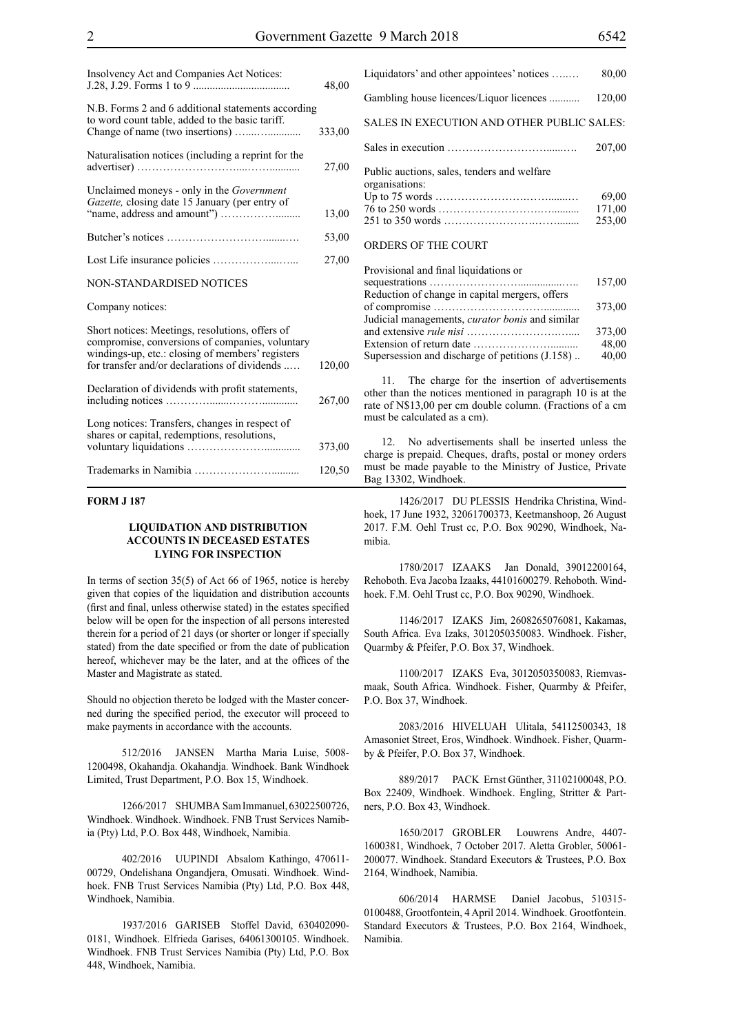| | |
|---|---|
| Insolvency Act and Companies Act Notices: J.28, J.29. Forms 1 to 9 | 48,00 |
| N.B. Forms 2 and 6 additional statements according to word count table, added to the basic tariff. Change of name (two insertions) | 333,00 |
| Naturalisation notices (including a reprint for the advertiser) | 27,00 |
| Unclaimed moneys - only in the *Government Gazette,* closing date 15 January (per entry of "name, address and amount") | 13,00 |
| Butcher's notices | 53,00 |
| Lost Life insurance policies | 27,00 |

NON-STANDARDISED NOTICES

Company notices:

| | |
|---|---|
| Short notices: Meetings, resolutions, offers of compromise, conversions of companies, voluntary windings-up, etc.: closing of members' registers for transfer and/or declarations of dividends | 120,00 |
| Declaration of dividends with profit statements, including notices | 267,00 |
| Long notices: Transfers, changes in respect of shares or capital, redemptions, resolutions, voluntary liquidations | 373,00 |
| Trademarks in Namibia | 120,50 |
| Liquidators' and other appointees' notices | 80,00 |
| Gambling house licences/Liquor licences | 120,00 |

SALES IN EXECUTION AND OTHER PUBLIC SALES:

| | |
|---|---|
| Sales in execution | 207,00 |
| Public auctions, sales, tenders and welfare organisations: | |
| Up to 75 words | 69,00 |
| 76 to 250 words | 171,00 |
| 251 to 350 words | 253,00 |

ORDERS OF THE COURT

| | |
|---|---|
| Provisional and final liquidations or sequestrations | 157,00 |
| Reduction of change in capital mergers, offers of compromise | 373,00 |
| Judicial managements, *curator bonis* and similar and extensive *rule nisi* | 373,00 |
| Extension of return date | 48,00 |
| Supersession and discharge of petitions (J.158) | 40,00 |

11. The charge for the insertion of advertisements other than the notices mentioned in paragraph 10 is at the rate of N$13,00 per cm double column. (Fractions of a cm must be calculated as a cm).

12. No advertisements shall be inserted unless the charge is prepaid. Cheques, drafts, postal or money orders must be made payable to the Ministry of Justice, Private Bag 13302, Windhoek.

**FORM J 187**

**LIQUIDATION AND DISTRIBUTION ACCOUNTS IN DECEASED ESTATES LYING FOR INSPECTION**

In terms of section 35(5) of Act 66 of 1965, notice is hereby given that copies of the liquidation and distribution accounts (first and final, unless otherwise stated) in the estates specified below will be open for the inspection of all persons interested therein for a period of 21 days (or shorter or longer if specially stated) from the date specified or from the date of publication hereof, whichever may be the later, and at the offices of the Master and Magistrate as stated.

Should no objection thereto be lodged with the Master concerned during the specified period, the executor will proceed to make payments in accordance with the accounts.

512/2016 JANSEN Martha Maria Luise, 5008-1200498, Okahandja. Okahandja. Windhoek. Bank Windhoek Limited, Trust Department, P.O. Box 15, Windhoek.

1266/2017 SHUMBA Sam Immanuel, 63022500726, Windhoek. Windhoek. Windhoek. FNB Trust Services Namibia (Pty) Ltd, P.O. Box 448, Windhoek, Namibia.

402/2016 UUPINDI Absalom Kathingo, 470611-00729, Ondelishana Ongandjera, Omusati. Windhoek. Windhoek. FNB Trust Services Namibia (Pty) Ltd, P.O. Box 448, Windhoek, Namibia.

1937/2016 GARISEB Stoffel David, 630402090-0181, Windhoek. Elfrieda Garises, 64061300105. Windhoek. Windhoek. FNB Trust Services Namibia (Pty) Ltd, P.O. Box 448, Windhoek, Namibia.

1426/2017 DU PLESSIS Hendrika Christina, Windhoek, 17 June 1932, 32061700373, Keetmanshoop, 26 August 2017. F.M. Oehl Trust cc, P.O. Box 90290, Windhoek, Namibia.

1780/2017 IZAAKS Jan Donald, 39012200164, Rehoboth. Eva Jacoba Izaaks, 44101600279. Rehoboth. Windhoek. F.M. Oehl Trust cc, P.O. Box 90290, Windhoek.

1146/2017 IZAKS Jim, 2608265076081, Kakamas, South Africa. Eva Izaks, 3012050350083. Windhoek. Fisher, Quarmby & Pfeifer, P.O. Box 37, Windhoek.

1100/2017 IZAKS Eva, 3012050350083, Riemvasmaak, South Africa. Windhoek. Fisher, Quarmby & Pfeifer, P.O. Box 37, Windhoek.

2083/2016 HIVELUAH Ulitala, 54112500343, 18 Amasoniet Street, Eros, Windhoek. Windhoek. Fisher, Quarmby & Pfeifer, P.O. Box 37, Windhoek.

889/2017 PACK Ernst Günther, 31102100048, P.O. Box 22409, Windhoek. Windhoek. Engling, Stritter & Partners, P.O. Box 43, Windhoek.

1650/2017 GROBLER Louwrens Andre, 4407-1600381, Windhoek, 7 October 2017. Aletta Grobler, 50061-200077. Windhoek. Standard Executors & Trustees, P.O. Box 2164, Windhoek, Namibia.

606/2014 HARMSE Daniel Jacobus, 510315-0100488, Grootfontein, 4 April 2014. Windhoek. Grootfontein. Standard Executors & Trustees, P.O. Box 2164, Windhoek, Namibia.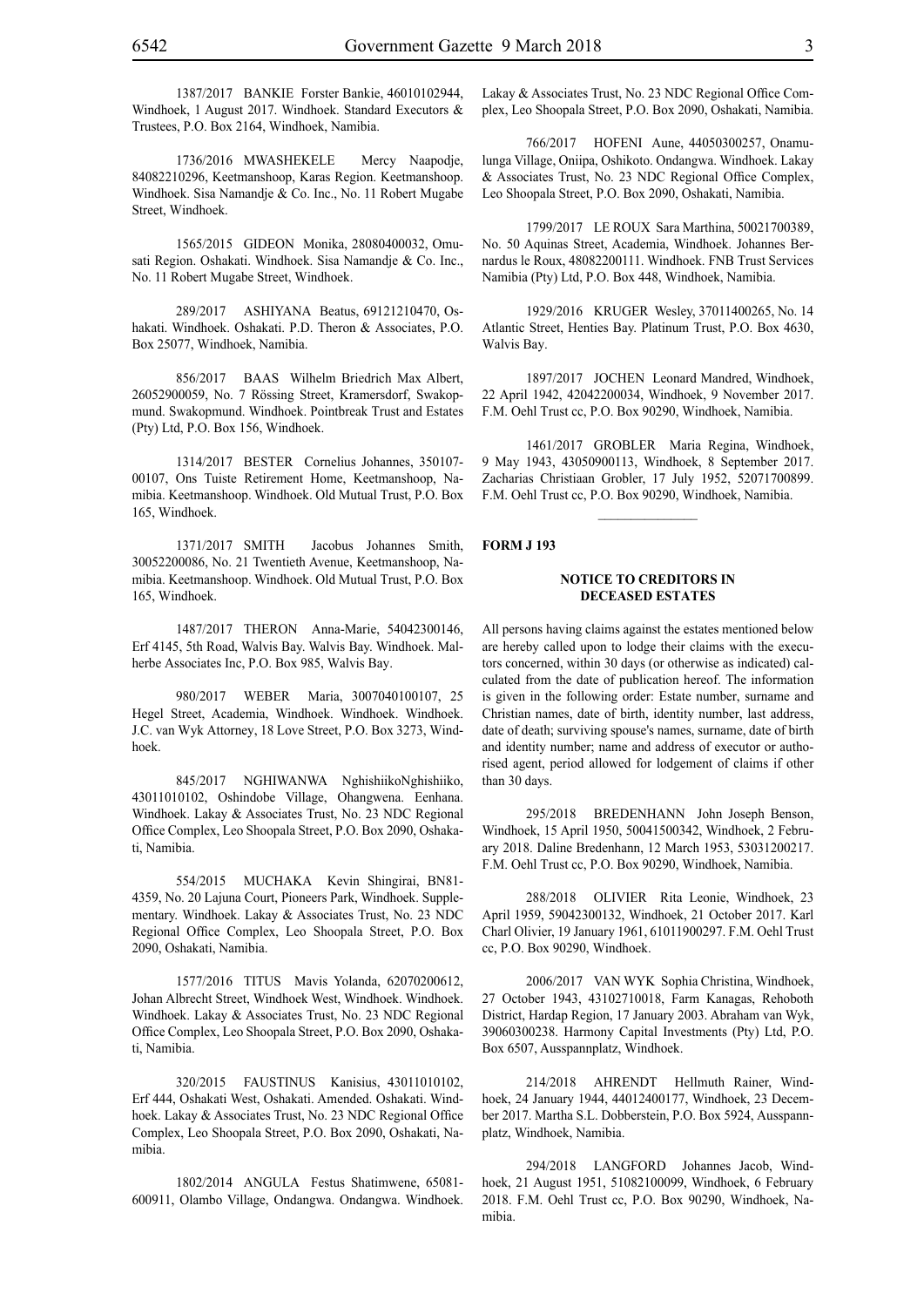1387/2017 BANKIE Forster Bankie, 46010102944, Windhoek, 1 August 2017. Windhoek. Standard Executors & Trustees, P.O. Box 2164, Windhoek, Namibia.

1736/2016 MWASHEKELE Mercy Naapodje, 84082210296, Keetmanshoop, Karas Region. Keetmanshoop. Windhoek. Sisa Namandje & Co. Inc., No. 11 Robert Mugabe Street, Windhoek.

1565/2015 GIDEON Monika, 28080400032, Omusati Region. Oshakati. Windhoek. Sisa Namandje & Co. Inc., No. 11 Robert Mugabe Street, Windhoek.

289/2017 ASHIYANA Beatus, 69121210470, Oshakati. Windhoek. Oshakati. P.D. Theron & Associates, P.O. Box 25077, Windhoek, Namibia.

856/2017 BAAS Wilhelm Briedrich Max Albert, 26052900059, No. 7 Rössing Street, Kramersdorf, Swakopmund. Swakopmund. Windhoek. Pointbreak Trust and Estates (Pty) Ltd, P.O. Box 156, Windhoek.

1314/2017 BESTER Cornelius Johannes, 350107-00107, Ons Tuiste Retirement Home, Keetmanshoop, Namibia. Keetmanshoop. Windhoek. Old Mutual Trust, P.O. Box 165, Windhoek.

1371/2017 SMITH Jacobus Johannes Smith, 30052200086, No. 21 Twentieth Avenue, Keetmanshoop, Namibia. Keetmanshoop. Windhoek. Old Mutual Trust, P.O. Box 165, Windhoek.

1487/2017 THERON Anna-Marie, 54042300146, Erf 4145, 5th Road, Walvis Bay. Walvis Bay. Windhoek. Malherbe Associates Inc, P.O. Box 985, Walvis Bay.

980/2017 WEBER Maria, 3007040100107, 25 Hegel Street, Academia, Windhoek. Windhoek. Windhoek. J.C. van Wyk Attorney, 18 Love Street, P.O. Box 3273, Windhoek.

845/2017 NGHIWANWA NghishiikoNghishiiko, 43011010102, Oshindobe Village, Ohangwena. Eenhana. Windhoek. Lakay & Associates Trust, No. 23 NDC Regional Office Complex, Leo Shoopala Street, P.O. Box 2090, Oshakati, Namibia.

554/2015 MUCHAKA Kevin Shingirai, BN81-4359, No. 20 Lajuna Court, Pioneers Park, Windhoek. Supplementary. Windhoek. Lakay & Associates Trust, No. 23 NDC Regional Office Complex, Leo Shoopala Street, P.O. Box 2090, Oshakati, Namibia.

1577/2016 TITUS Mavis Yolanda, 62070200612, Johan Albrecht Street, Windhoek West, Windhoek. Windhoek. Windhoek. Lakay & Associates Trust, No. 23 NDC Regional Office Complex, Leo Shoopala Street, P.O. Box 2090, Oshakati, Namibia.

320/2015 FAUSTINUS Kanisius, 43011010102, Erf 444, Oshakati West, Oshakati. Amended. Oshakati. Windhoek. Lakay & Associates Trust, No. 23 NDC Regional Office Complex, Leo Shoopala Street, P.O. Box 2090, Oshakati, Namibia.

1802/2014 ANGULA Festus Shatimwene, 65081-600911, Olambo Village, Ondangwa. Ondangwa. Windhoek. Lakay & Associates Trust, No. 23 NDC Regional Office Complex, Leo Shoopala Street, P.O. Box 2090, Oshakati, Namibia.

766/2017 HOFENI Aune, 44050300257, Onamulunga Village, Oniipa, Oshikoto. Ondangwa. Windhoek. Lakay & Associates Trust, No. 23 NDC Regional Office Complex, Leo Shoopala Street, P.O. Box 2090, Oshakati, Namibia.

1799/2017 LE ROUX Sara Marthina, 50021700389, No. 50 Aquinas Street, Academia, Windhoek. Johannes Bernardus le Roux, 48082200111. Windhoek. FNB Trust Services Namibia (Pty) Ltd, P.O. Box 448, Windhoek, Namibia.

1929/2016 KRUGER Wesley, 37011400265, No. 14 Atlantic Street, Henties Bay. Platinum Trust, P.O. Box 4630, Walvis Bay.

1897/2017 JOCHEN Leonard Mandred, Windhoek, 22 April 1942, 42042200034, Windhoek, 9 November 2017. F.M. Oehl Trust cc, P.O. Box 90290, Windhoek, Namibia.

1461/2017 GROBLER Maria Regina, Windhoek, 9 May 1943, 43050900113, Windhoek, 8 September 2017. Zacharias Christiaan Grobler, 17 July 1952, 52071700899. F.M. Oehl Trust cc, P.O. Box 90290, Windhoek, Namibia.

---

**FORM J 193**

**NOTICE TO CREDITORS IN DECEASED ESTATES**

All persons having claims against the estates mentioned below are hereby called upon to lodge their claims with the executors concerned, within 30 days (or otherwise as indicated) calculated from the date of publication hereof. The information is given in the following order: Estate number, surname and Christian names, date of birth, identity number, last address, date of death; surviving spouse's names, surname, date of birth and identity number; name and address of executor or authorised agent, period allowed for lodgement of claims if other than 30 days.

295/2018 BREDENHANN John Joseph Benson, Windhoek, 15 April 1950, 50041500342, Windhoek, 2 February 2018. Daline Bredenhann, 12 March 1953, 53031200217. F.M. Oehl Trust cc, P.O. Box 90290, Windhoek, Namibia.

288/2018 OLIVIER Rita Leonie, Windhoek, 23 April 1959, 59042300132, Windhoek, 21 October 2017. Karl Charl Olivier, 19 January 1961, 61011900297. F.M. Oehl Trust cc, P.O. Box 90290, Windhoek.

2006/2017 VAN WYK Sophia Christina, Windhoek, 27 October 1943, 43102710018, Farm Kanagas, Rehoboth District, Hardap Region, 17 January 2003. Abraham van Wyk, 39060300238. Harmony Capital Investments (Pty) Ltd, P.O. Box 6507, Ausspannplatz, Windhoek.

214/2018 AHRENDT Hellmuth Rainer, Windhoek, 24 January 1944, 44012400177, Windhoek, 23 December 2017. Martha S.L. Dobberstein, P.O. Box 5924, Ausspannplatz, Windhoek, Namibia.

294/2018 LANGFORD Johannes Jacob, Windhoek, 21 August 1951, 51082100099, Windhoek, 6 February 2018. F.M. Oehl Trust cc, P.O. Box 90290, Windhoek, Namibia.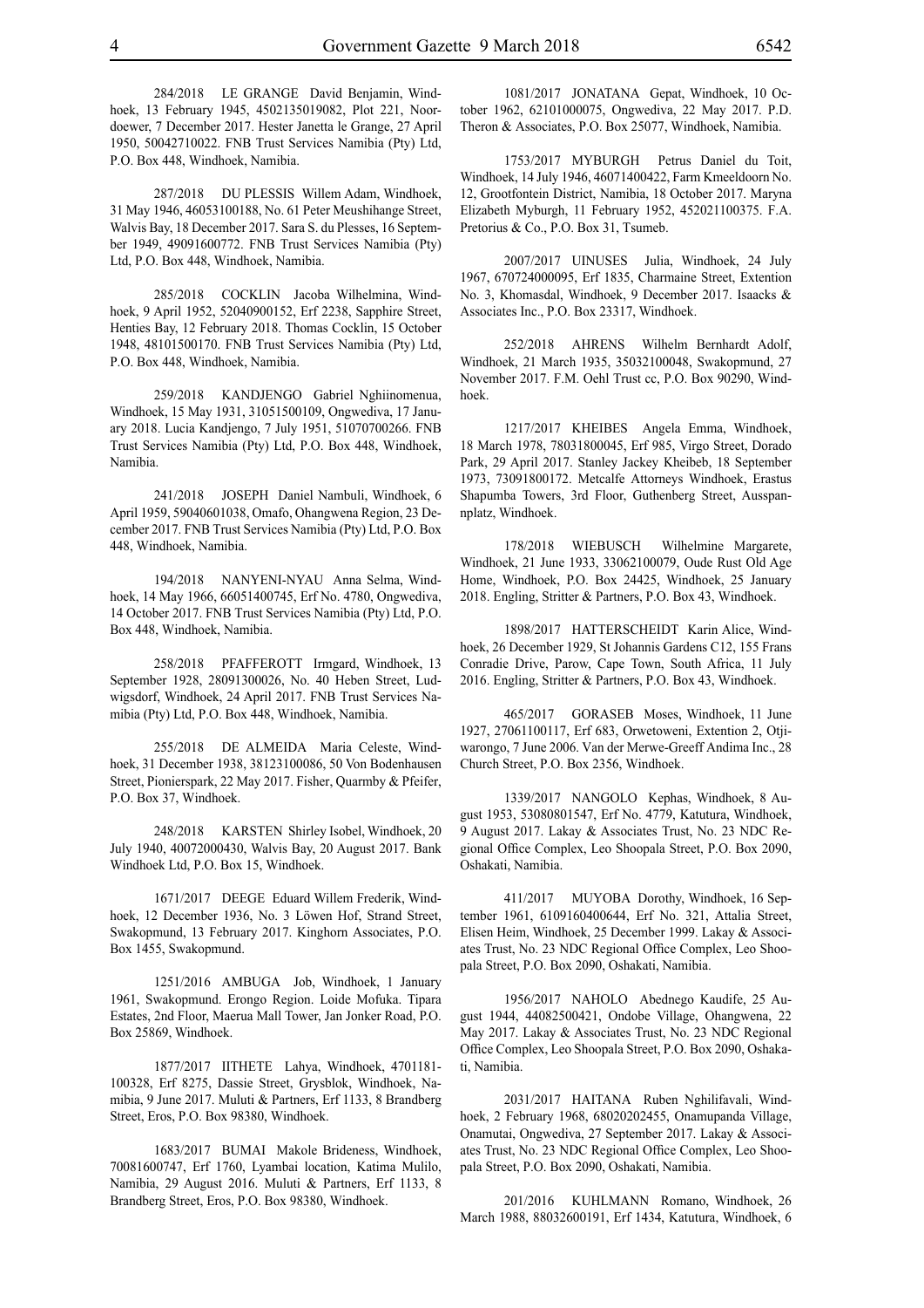284/2018 LE GRANGE David Benjamin, Windhoek, 13 February 1945, 4502135019082, Plot 221, Noordoewer, 7 December 2017. Hester Janetta le Grange, 27 April 1950, 50042710022. FNB Trust Services Namibia (Pty) Ltd, P.O. Box 448, Windhoek, Namibia.

287/2018 DU PLESSIS Willem Adam, Windhoek, 31 May 1946, 46053100188, No. 61 Peter Meushihange Street, Walvis Bay, 18 December 2017. Sara S. du Plesses, 16 September 1949, 49091600772. FNB Trust Services Namibia (Pty) Ltd, P.O. Box 448, Windhoek, Namibia.

285/2018 COCKLIN Jacoba Wilhelmina, Windhoek, 9 April 1952, 52040900152, Erf 2238, Sapphire Street, Henties Bay, 12 February 2018. Thomas Cocklin, 15 October 1948, 48101500170. FNB Trust Services Namibia (Pty) Ltd, P.O. Box 448, Windhoek, Namibia.

259/2018 KANDJENGO Gabriel Nghiinomenua, Windhoek, 15 May 1931, 31051500109, Ongwediva, 17 January 2018. Lucia Kandjengo, 7 July 1951, 51070700266. FNB Trust Services Namibia (Pty) Ltd, P.O. Box 448, Windhoek, Namibia.

241/2018 JOSEPH Daniel Nambuli, Windhoek, 6 April 1959, 59040601038, Omafo, Ohangwena Region, 23 December 2017. FNB Trust Services Namibia (Pty) Ltd, P.O. Box 448, Windhoek, Namibia.

194/2018 NANYENI-NYAU Anna Selma, Windhoek, 14 May 1966, 66051400745, Erf No. 4780, Ongwediva, 14 October 2017. FNB Trust Services Namibia (Pty) Ltd, P.O. Box 448, Windhoek, Namibia.

258/2018 PFAFFEROTT Irmgard, Windhoek, 13 September 1928, 28091300026, No. 40 Heben Street, Ludwigsdorf, Windhoek, 24 April 2017. FNB Trust Services Namibia (Pty) Ltd, P.O. Box 448, Windhoek, Namibia.

255/2018 DE ALMEIDA Maria Celeste, Windhoek, 31 December 1938, 38123100086, 50 Von Bodenhausen Street, Pionierspark, 22 May 2017. Fisher, Quarmby & Pfeifer, P.O. Box 37, Windhoek.

248/2018 KARSTEN Shirley Isobel, Windhoek, 20 July 1940, 40072000430, Walvis Bay, 20 August 2017. Bank Windhoek Ltd, P.O. Box 15, Windhoek.

1671/2017 DEEGE Eduard Willem Frederik, Windhoek, 12 December 1936, No. 3 Löwen Hof, Strand Street, Swakopmund, 13 February 2017. Kinghorn Associates, P.O. Box 1455, Swakopmund.

1251/2016 AMBUGA Job, Windhoek, 1 January 1961, Swakopmund. Erongo Region. Loide Mofuka. Tipara Estates, 2nd Floor, Maerua Mall Tower, Jan Jonker Road, P.O. Box 25869, Windhoek.

1877/2017 IITHETE Lahya, Windhoek, 4701181-100328, Erf 8275, Dassie Street, Grysblok, Windhoek, Namibia, 9 June 2017. Muluti & Partners, Erf 1133, 8 Brandberg Street, Eros, P.O. Box 98380, Windhoek.

1683/2017 BUMAI Makole Brideness, Windhoek, 70081600747, Erf 1760, Lyambai location, Katima Mulilo, Namibia, 29 August 2016. Muluti & Partners, Erf 1133, 8 Brandberg Street, Eros, P.O. Box 98380, Windhoek.

1081/2017 JONATANA Gepat, Windhoek, 10 October 1962, 62101000075, Ongwediva, 22 May 2017. P.D. Theron & Associates, P.O. Box 25077, Windhoek, Namibia.

1753/2017 MYBURGH Petrus Daniel du Toit, Windhoek, 14 July 1946, 46071400422, Farm Kmeeldoorn No. 12, Grootfontein District, Namibia, 18 October 2017. Maryna Elizabeth Myburgh, 11 February 1952, 452021100375. F.A. Pretorius & Co., P.O. Box 31, Tsumeb.

2007/2017 UINUSES Julia, Windhoek, 24 July 1967, 670724000095, Erf 1835, Charmaine Street, Extention No. 3, Khomasdal, Windhoek, 9 December 2017. Isaacks & Associates Inc., P.O. Box 23317, Windhoek.

252/2018 AHRENS Wilhelm Bernhardt Adolf, Windhoek, 21 March 1935, 35032100048, Swakopmund, 27 November 2017. F.M. Oehl Trust cc, P.O. Box 90290, Windhoek.

1217/2017 KHEIBES Angela Emma, Windhoek, 18 March 1978, 78031800045, Erf 985, Virgo Street, Dorado Park, 29 April 2017. Stanley Jackey Kheibeb, 18 September 1973, 73091800172. Metcalfe Attorneys Windhoek, Erastus Shapumba Towers, 3rd Floor, Guthenberg Street, Ausspannplatz, Windhoek.

178/2018 WIEBUSCH Wilhelmine Margarete, Windhoek, 21 June 1933, 33062100079, Oude Rust Old Age Home, Windhoek, P.O. Box 24425, Windhoek, 25 January 2018. Engling, Stritter & Partners, P.O. Box 43, Windhoek.

1898/2017 HATTERSCHEIDT Karin Alice, Windhoek, 26 December 1929, St Johannis Gardens C12, 155 Frans Conradie Drive, Parow, Cape Town, South Africa, 11 July 2016. Engling, Stritter & Partners, P.O. Box 43, Windhoek.

465/2017 GORASEB Moses, Windhoek, 11 June 1927, 27061100117, Erf 683, Orwetoweni, Extention 2, Otjiwarongo, 7 June 2006. Van der Merwe-Greeff Andima Inc., 28 Church Street, P.O. Box 2356, Windhoek.

1339/2017 NANGOLO Kephas, Windhoek, 8 August 1953, 53080801547, Erf No. 4779, Katutura, Windhoek, 9 August 2017. Lakay & Associates Trust, No. 23 NDC Regional Office Complex, Leo Shoopala Street, P.O. Box 2090, Oshakati, Namibia.

411/2017 MUYOBA Dorothy, Windhoek, 16 September 1961, 6109160400644, Erf No. 321, Attalia Street, Elisen Heim, Windhoek, 25 December 1999. Lakay & Associates Trust, No. 23 NDC Regional Office Complex, Leo Shoopala Street, P.O. Box 2090, Oshakati, Namibia.

1956/2017 NAHOLO Abednego Kaudife, 25 August 1944, 44082500421, Ondobe Village, Ohangwena, 22 May 2017. Lakay & Associates Trust, No. 23 NDC Regional Office Complex, Leo Shoopala Street, P.O. Box 2090, Oshakati, Namibia.

2031/2017 HAITANA Ruben Nghilifavali, Windhoek, 2 February 1968, 68020202455, Onamupanda Village, Onamutai, Ongwediva, 27 September 2017. Lakay & Associates Trust, No. 23 NDC Regional Office Complex, Leo Shoopala Street, P.O. Box 2090, Oshakati, Namibia.

201/2016 KUHLMANN Romano, Windhoek, 26 March 1988, 88032600191, Erf 1434, Katutura, Windhoek, 6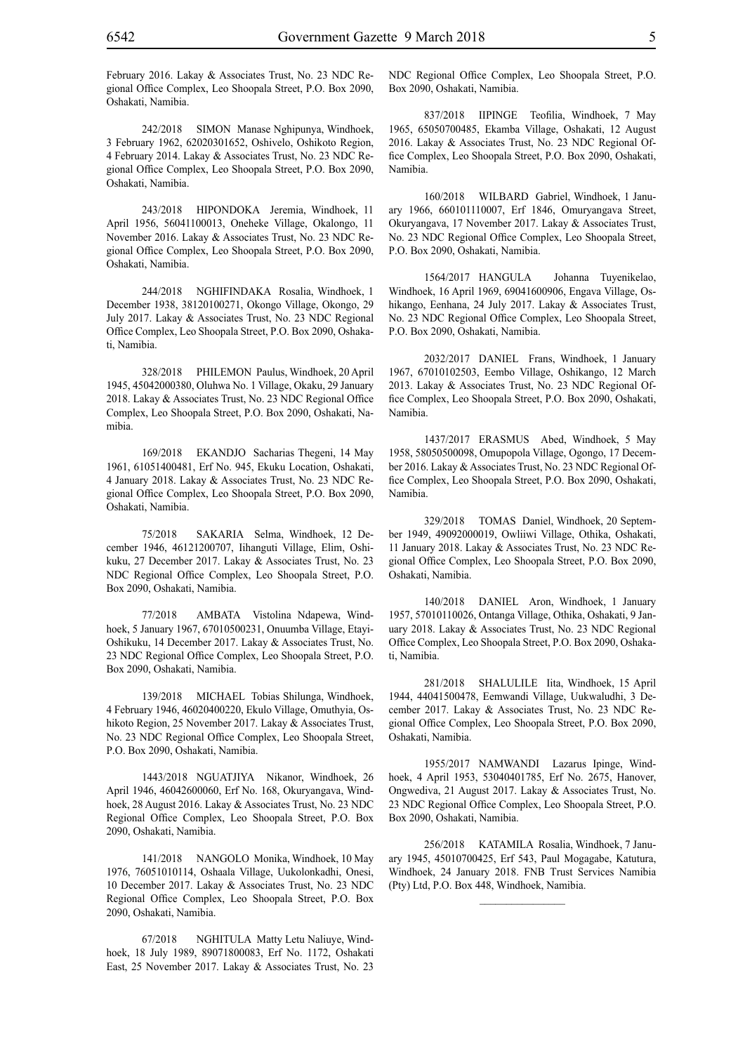February 2016. Lakay & Associates Trust, No. 23 NDC Regional Office Complex, Leo Shoopala Street, P.O. Box 2090, Oshakati, Namibia.

242/2018 SIMON Manase Nghipunya, Windhoek, 3 February 1962, 62020301652, Oshivelo, Oshikoto Region, 4 February 2014. Lakay & Associates Trust, No. 23 NDC Regional Office Complex, Leo Shoopala Street, P.O. Box 2090, Oshakati, Namibia.

243/2018 HIPONDOKA Jeremia, Windhoek, 11 April 1956, 56041100013, Oneheke Village, Okalongo, 11 November 2016. Lakay & Associates Trust, No. 23 NDC Regional Office Complex, Leo Shoopala Street, P.O. Box 2090, Oshakati, Namibia.

244/2018 NGHIFINDAKA Rosalia, Windhoek, 1 December 1938, 38120100271, Okongo Village, Okongo, 29 July 2017. Lakay & Associates Trust, No. 23 NDC Regional Office Complex, Leo Shoopala Street, P.O. Box 2090, Oshakati, Namibia.

328/2018 PHILEMON Paulus, Windhoek, 20 April 1945, 45042000380, Oluhwa No. 1 Village, Okaku, 29 January 2018. Lakay & Associates Trust, No. 23 NDC Regional Office Complex, Leo Shoopala Street, P.O. Box 2090, Oshakati, Namibia.

169/2018 EKANDJO Sacharias Thegeni, 14 May 1961, 61051400481, Erf No. 945, Ekuku Location, Oshakati, 4 January 2018. Lakay & Associates Trust, No. 23 NDC Regional Office Complex, Leo Shoopala Street, P.O. Box 2090, Oshakati, Namibia.

75/2018 SAKARIA Selma, Windhoek, 12 December 1946, 46121200707, Iihanguti Village, Elim, Oshikuku, 27 December 2017. Lakay & Associates Trust, No. 23 NDC Regional Office Complex, Leo Shoopala Street, P.O. Box 2090, Oshakati, Namibia.

77/2018 AMBATA Vistolina Ndapewa, Windhoek, 5 January 1967, 67010500231, Onuumba Village, Etayi-Oshikuku, 14 December 2017. Lakay & Associates Trust, No. 23 NDC Regional Office Complex, Leo Shoopala Street, P.O. Box 2090, Oshakati, Namibia.

139/2018 MICHAEL Tobias Shilunga, Windhoek, 4 February 1946, 46020400220, Ekulo Village, Omuthyia, Oshikoto Region, 25 November 2017. Lakay & Associates Trust, No. 23 NDC Regional Office Complex, Leo Shoopala Street, P.O. Box 2090, Oshakati, Namibia.

1443/2018 NGUATJIYA Nikanor, Windhoek, 26 April 1946, 46042600060, Erf No. 168, Okuryangava, Windhoek, 28 August 2016. Lakay & Associates Trust, No. 23 NDC Regional Office Complex, Leo Shoopala Street, P.O. Box 2090, Oshakati, Namibia.

141/2018 NANGOLO Monika, Windhoek, 10 May 1976, 76051010114, Oshaala Village, Uukolonkadhi, Onesi, 10 December 2017. Lakay & Associates Trust, No. 23 NDC Regional Office Complex, Leo Shoopala Street, P.O. Box 2090, Oshakati, Namibia.

67/2018 NGHITULA Matty Letu Naliuye, Windhoek, 18 July 1989, 89071800083, Erf No. 1172, Oshakati East, 25 November 2017. Lakay & Associates Trust, No. 23 NDC Regional Office Complex, Leo Shoopala Street, P.O. Box 2090, Oshakati, Namibia.

837/2018 IIPINGE Teofilia, Windhoek, 7 May 1965, 65050700485, Ekamba Village, Oshakati, 12 August 2016. Lakay & Associates Trust, No. 23 NDC Regional Office Complex, Leo Shoopala Street, P.O. Box 2090, Oshakati, Namibia.

160/2018 WILBARD Gabriel, Windhoek, 1 January 1966, 660101110007, Erf 1846, Omuryangava Street, Okuryangava, 17 November 2017. Lakay & Associates Trust, No. 23 NDC Regional Office Complex, Leo Shoopala Street, P.O. Box 2090, Oshakati, Namibia.

1564/2017 HANGULA Johanna Tuyenikelao, Windhoek, 16 April 1969, 69041600906, Engava Village, Oshikango, Eenhana, 24 July 2017. Lakay & Associates Trust, No. 23 NDC Regional Office Complex, Leo Shoopala Street, P.O. Box 2090, Oshakati, Namibia.

2032/2017 DANIEL Frans, Windhoek, 1 January 1967, 67010102503, Eembo Village, Oshikango, 12 March 2013. Lakay & Associates Trust, No. 23 NDC Regional Office Complex, Leo Shoopala Street, P.O. Box 2090, Oshakati, Namibia.

1437/2017 ERASMUS Abed, Windhoek, 5 May 1958, 58050500098, Omupopola Village, Ogongo, 17 December 2016. Lakay & Associates Trust, No. 23 NDC Regional Office Complex, Leo Shoopala Street, P.O. Box 2090, Oshakati, Namibia.

329/2018 TOMAS Daniel, Windhoek, 20 September 1949, 49092000019, Owliiwi Village, Othika, Oshakati, 11 January 2018. Lakay & Associates Trust, No. 23 NDC Regional Office Complex, Leo Shoopala Street, P.O. Box 2090, Oshakati, Namibia.

140/2018 DANIEL Aron, Windhoek, 1 January 1957, 57010110026, Ontanga Village, Othika, Oshakati, 9 January 2018. Lakay & Associates Trust, No. 23 NDC Regional Office Complex, Leo Shoopala Street, P.O. Box 2090, Oshakati, Namibia.

281/2018 SHALULILE Iita, Windhoek, 15 April 1944, 44041500478, Eemwandi Village, Uukwaludhi, 3 December 2017. Lakay & Associates Trust, No. 23 NDC Regional Office Complex, Leo Shoopala Street, P.O. Box 2090, Oshakati, Namibia.

1955/2017 NAMWANDI Lazarus Ipinge, Windhoek, 4 April 1953, 53040401785, Erf No. 2675, Hanover, Ongwediva, 21 August 2017. Lakay & Associates Trust, No. 23 NDC Regional Office Complex, Leo Shoopala Street, P.O. Box 2090, Oshakati, Namibia.

256/2018 KATAMILA Rosalia, Windhoek, 7 January 1945, 45010700425, Erf 543, Paul Mogagabe, Katutura, Windhoek, 24 January 2018. FNB Trust Services Namibia (Pty) Ltd, P.O. Box 448, Windhoek, Namibia.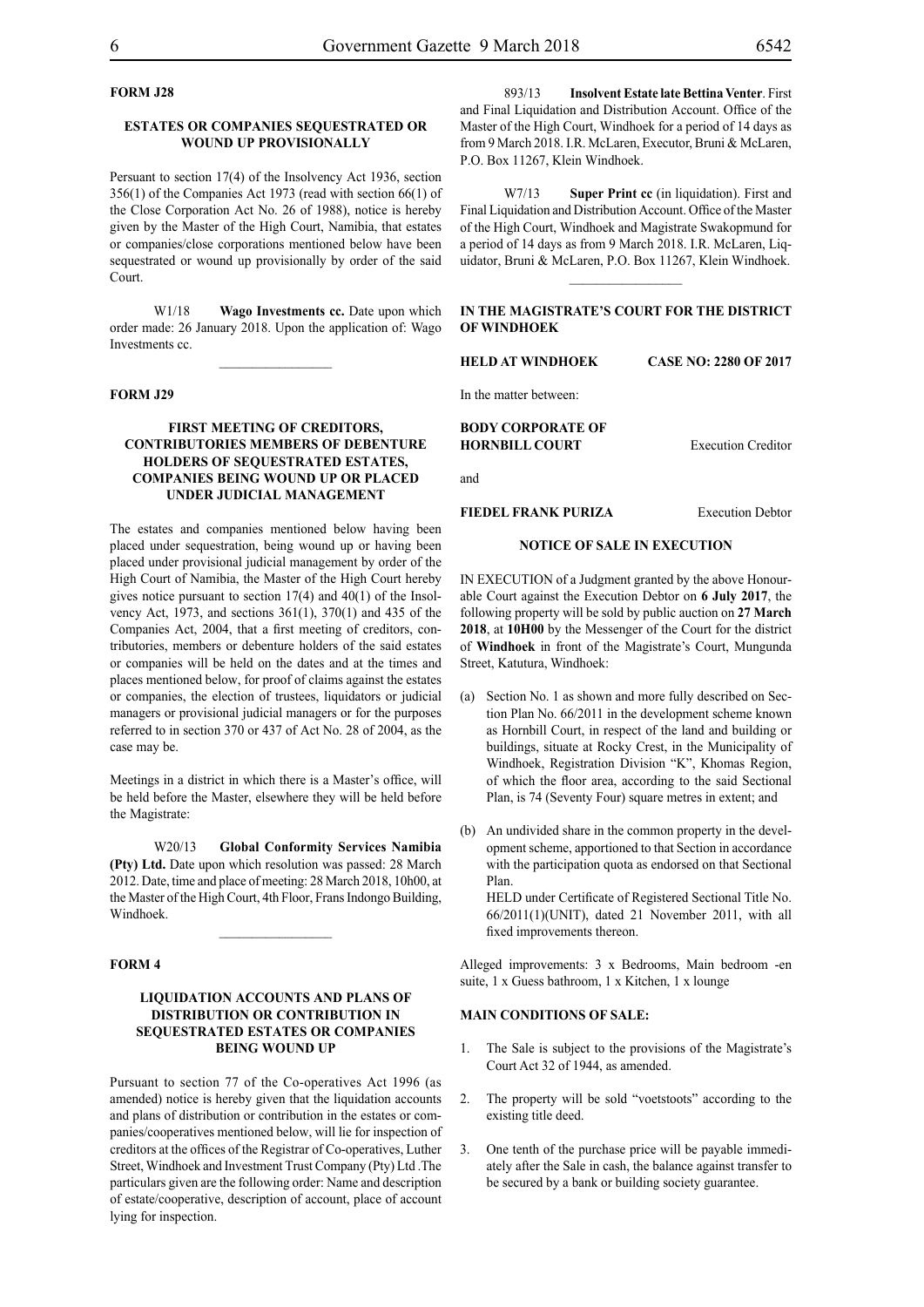**FORM J28**

**ESTATES OR COMPANIES SEQUESTRATED OR WOUND UP PROVISIONALLY**

Persuant to section 17(4) of the Insolvency Act 1936, section 356(1) of the Companies Act 1973 (read with section 66(1) of the Close Corporation Act No. 26 of 1988), notice is hereby given by the Master of the High Court, Namibia, that estates or companies/close corporations mentioned below have been sequestrated or wound up provisionally by order of the said Court.

W1/18 **Wago Investments cc.** Date upon which order made: 26 January 2018. Upon the application of: Wago Investments cc.

---

**FORM J29**

**FIRST MEETING OF CREDITORS, CONTRIBUTORIES MEMBERS OF DEBENTURE HOLDERS OF SEQUESTRATED ESTATES, COMPANIES BEING WOUND UP OR PLACED UNDER JUDICIAL MANAGEMENT**

The estates and companies mentioned below having been placed under sequestration, being wound up or having been placed under provisional judicial management by order of the High Court of Namibia, the Master of the High Court hereby gives notice pursuant to section 17(4) and 40(1) of the Insolvency Act, 1973, and sections 361(1), 370(1) and 435 of the Companies Act, 2004, that a first meeting of creditors, contributories, members or debenture holders of the said estates or companies will be held on the dates and at the times and places mentioned below, for proof of claims against the estates or companies, the election of trustees, liquidators or judicial managers or provisional judicial managers or for the purposes referred to in section 370 or 437 of Act No. 28 of 2004, as the case may be.

Meetings in a district in which there is a Master's office, will be held before the Master, elsewhere they will be held before the Magistrate:

W20/13 **Global Conformity Services Namibia (Pty) Ltd.** Date upon which resolution was passed: 28 March 2012. Date, time and place of meeting: 28 March 2018, 10h00, at the Master of the High Court, 4th Floor, Frans Indongo Building, Windhoek.

---

**FORM 4**

**LIQUIDATION ACCOUNTS AND PLANS OF DISTRIBUTION OR CONTRIBUTION IN SEQUESTRATED ESTATES OR COMPANIES BEING WOUND UP**

Pursuant to section 77 of the Co-operatives Act 1996 (as amended) notice is hereby given that the liquidation accounts and plans of distribution or contribution in the estates or companies/cooperatives mentioned below, will lie for inspection of creditors at the offices of the Registrar of Co-operatives, Luther Street, Windhoek and Investment Trust Company (Pty) Ltd .The particulars given are the following order: Name and description of estate/cooperative, description of account, place of account lying for inspection.

893/13 **Insolvent Estate late Bettina Venter**. First and Final Liquidation and Distribution Account. Office of the Master of the High Court, Windhoek for a period of 14 days as from 9 March 2018. I.R. McLaren, Executor, Bruni & McLaren, P.O. Box 11267, Klein Windhoek.

W7/13 **Super Print cc** (in liquidation). First and Final Liquidation and Distribution Account. Office of the Master of the High Court, Windhoek and Magistrate Swakopmund for a period of 14 days as from 9 March 2018. I.R. McLaren, Liquidator, Bruni & McLaren, P.O. Box 11267, Klein Windhoek.

---

**IN THE MAGISTRATE'S COURT FOR THE DISTRICT OF WINDHOEK**

**HELD AT WINDHOEK** **CASE NO: 2280 OF 2017**

In the matter between:

**BODY CORPORATE OF HORNBILL COURT** Execution Creditor

and

**FIEDEL FRANK PURIZA** Execution Debtor

**NOTICE OF SALE IN EXECUTION**

IN EXECUTION of a Judgment granted by the above Honourable Court against the Execution Debtor on **6 July 2017**, the following property will be sold by public auction on **27 March 2018**, at **10H00** by the Messenger of the Court for the district of **Windhoek** in front of the Magistrate's Court, Mungunda Street, Katutura, Windhoek:

(a) Section No. 1 as shown and more fully described on Section Plan No. 66/2011 in the development scheme known as Hornbill Court, in respect of the land and building or buildings, situate at Rocky Crest, in the Municipality of Windhoek, Registration Division "K", Khomas Region, of which the floor area, according to the said Sectional Plan, is 74 (Seventy Four) square metres in extent; and

(b) An undivided share in the common property in the development scheme, apportioned to that Section in accordance with the participation quota as endorsed on that Sectional Plan.
HELD under Certificate of Registered Sectional Title No. 66/2011(1)(UNIT), dated 21 November 2011, with all fixed improvements thereon.

Alleged improvements: 3 x Bedrooms, Main bedroom -en suite, 1 x Guess bathroom, 1 x Kitchen, 1 x lounge

**MAIN CONDITIONS OF SALE:**

1. The Sale is subject to the provisions of the Magistrate's Court Act 32 of 1944, as amended.

2. The property will be sold "voetstoots" according to the existing title deed.

3. One tenth of the purchase price will be payable immediately after the Sale in cash, the balance against transfer to be secured by a bank or building society guarantee.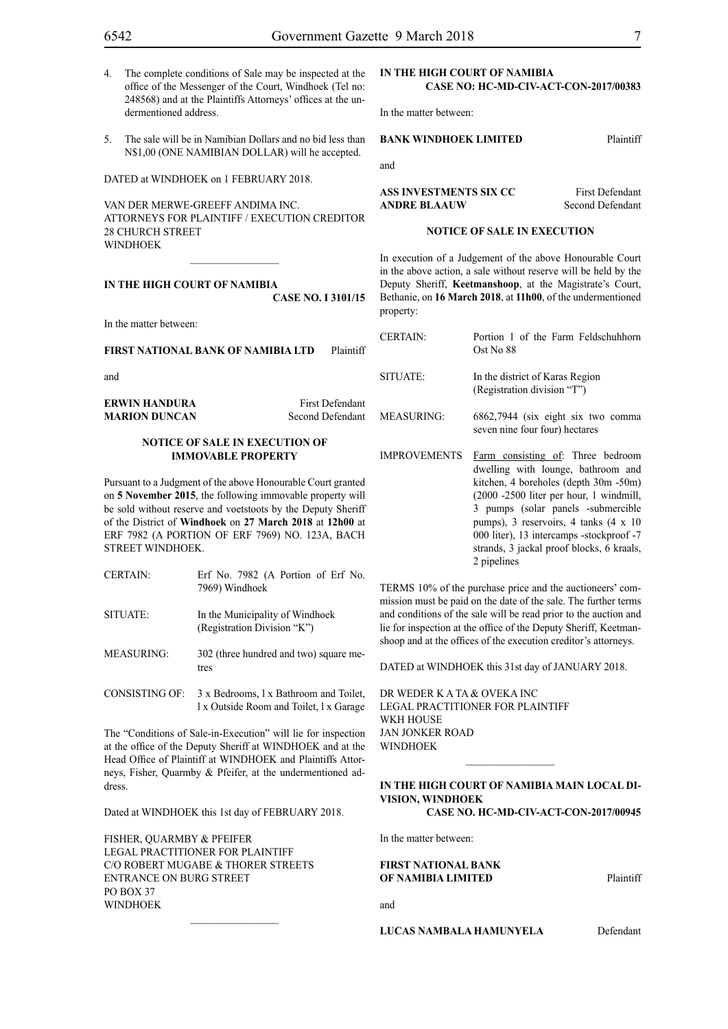4. The complete conditions of Sale may be inspected at the office of the Messenger of the Court, Windhoek (Tel no: 248568) and at the Plaintiffs Attorneys' offices at the undermentioned address.

5. The sale will be in Namibian Dollars and no bid less than N$1,00 (ONE NAMIBIAN DOLLAR) will he accepted.

DATED at WINDHOEK on 1 FEBRUARY 2018.

VAN DER MERWE-GREEFF ANDIMA INC.
ATTORNEYS FOR PLAINTIFF / EXECUTION CREDITOR
28 CHURCH STREET
WINDHOEK

________________

**IN THE HIGH COURT OF NAMIBIA**
**CASE NO. I 3101/15**

In the matter between:

**FIRST NATIONAL BANK OF NAMIBIA LTD** Plaintiff

and

**ERWIN HANDURA** First Defendant
**MARION DUNCAN** Second Defendant

**NOTICE OF SALE IN EXECUTION OF IMMOVABLE PROPERTY**

Pursuant to a Judgment of the above Honourable Court granted on **5 November 2015**, the following immovable property will be sold without reserve and voetstoots by the Deputy Sheriff of the District of **Windhoek** on **27 March 2018** at **12h00** at ERF 7982 (A PORTION OF ERF 7969) NO. 123A, BACH STREET WINDHOEK.

| | |
|---|---|
| CERTAIN: | Erf No. 7982 (A Portion of Erf No. 7969) Windhoek |
| SITUATE: | In the Municipality of Windhoek (Registration Division "K") |
| MEASURING: | 302 (three hundred and two) square metres |
| CONSISTING OF: | 3 x Bedrooms, l x Bathroom and Toilet, l x Outside Room and Toilet, l x Garage |

The "Conditions of Sale-in-Execution" will lie for inspection at the office of the Deputy Sheriff at WINDHOEK and at the Head Office of Plaintiff at WINDHOEK and Plaintiffs Attorneys, Fisher, Quarmby & Pfeifer, at the undermentioned address.

Dated at WINDHOEK this 1st day of FEBRUARY 2018.

FISHER, QUARMBY & PFEIFER
LEGAL PRACTITIONER FOR PLAINTIFF
C/O ROBERT MUGABE & THORER STREETS
ENTRANCE ON BURG STREET
PO BOX 37
WINDHOEK

________________

**IN THE HIGH COURT OF NAMIBIA**
**CASE NO: HC-MD-CIV-ACT-CON-2017/00383**

In the matter between:

**BANK WINDHOEK LIMITED** Plaintiff

and

**ASS INVESTMENTS SIX CC** First Defendant
**ANDRE BLAAUW** Second Defendant

**NOTICE OF SALE IN EXECUTION**

In execution of a Judgement of the above Honourable Court in the above action, a sale without reserve will be held by the Deputy Sheriff, **Keetmanshoop**, at the Magistrate's Court, Bethanie, on **16 March 2018**, at **11h00**, of the undermentioned property:

| | |
|---|---|
| CERTAIN: | Portion 1 of the Farm Feldschuhhorn Ost No 88 |
| SITUATE: | In the district of Karas Region (Registration division "T") |
| MEASURING: | 6862,7944 (six eight six two comma seven nine four four) hectares |
| IMPROVEMENTS | Farm consisting of: Three bedroom dwelling with lounge, bathroom and kitchen, 4 boreholes (depth 30m -50m) (2000 -2500 liter per hour, 1 windmill, 3 pumps (solar panels -submercible pumps), 3 reservoirs, 4 tanks (4 x 10 000 liter), 13 intercamps -stockproof -7 strands, 3 jackal proof blocks, 6 kraals, 2 pipelines |

TERMS 10% of the purchase price and the auctioneers' commission must be paid on the date of the sale. The further terms and conditions of the sale will be read prior to the auction and lie for inspection at the office of the Deputy Sheriff, Keetmanshoop and at the offices of the execution creditor's attorneys.

DATED at WINDHOEK this 31st day of JANUARY 2018.

DR WEDER K A TA & OVEKA INC
LEGAL PRACTITIONER FOR PLAINTIFF
WKH HOUSE
JAN JONKER ROAD
WINDHOEK

________________

**IN THE HIGH COURT OF NAMIBIA MAIN LOCAL DIVISION, WINDHOEK**
**CASE NO. HC-MD-CIV-ACT-CON-2017/00945**

In the matter between:

**FIRST NATIONAL BANK OF NAMIBIA LIMITED** Plaintiff

and

**LUCAS NAMBALA HAMUNYELA** Defendant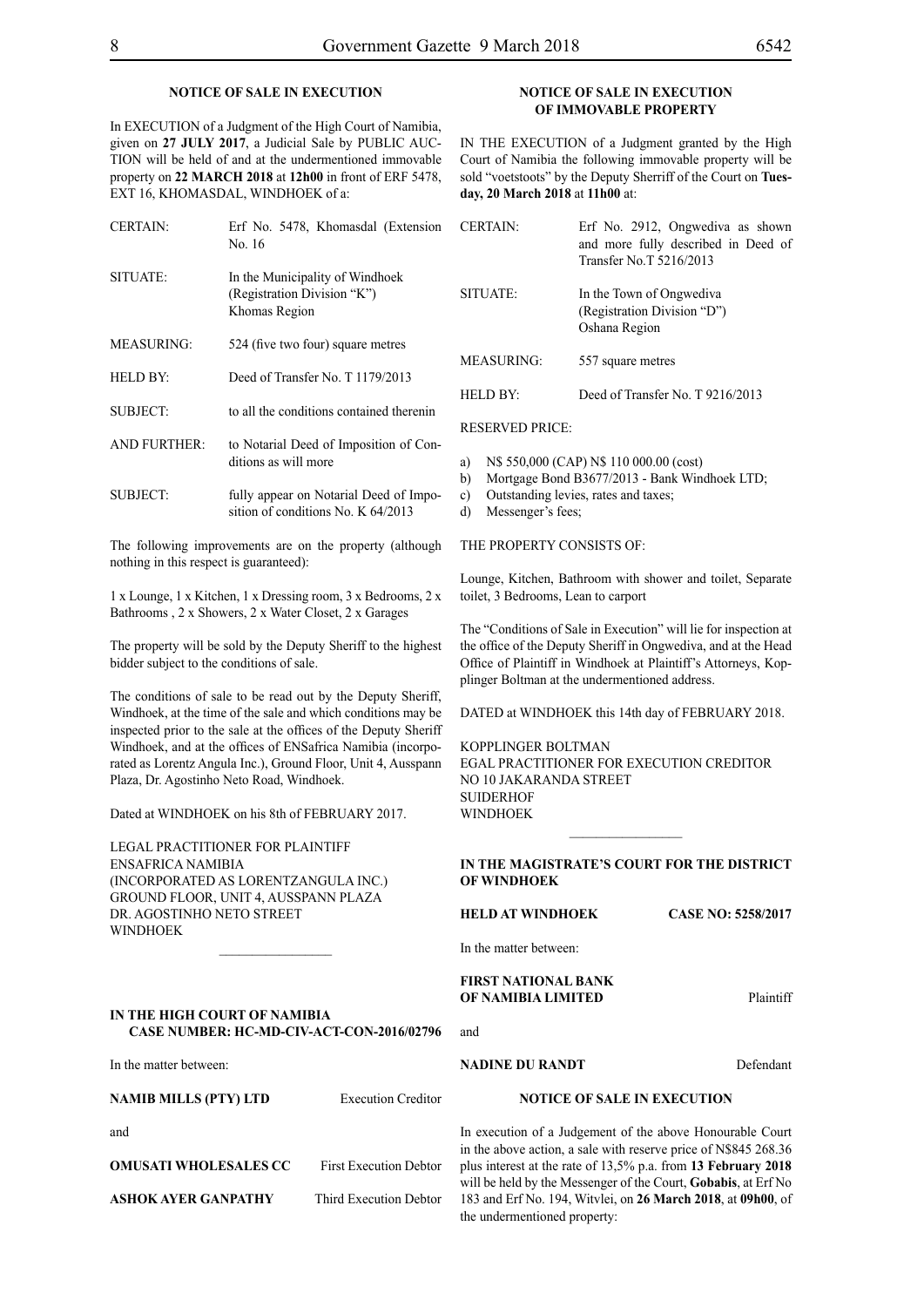## NOTICE OF SALE IN EXECUTION

In EXECUTION of a Judgment of the High Court of Namibia, given on **27 JULY 2017**, a Judicial Sale by PUBLIC AUCTION will be held of and at the undermentioned immovable property on **22 MARCH 2018** at **12h00** in front of ERF 5478, EXT 16, KHOMASDAL, WINDHOEK of a:

| | |
|---|---|
| CERTAIN: | Erf No. 5478, Khomasdal (Extension No. 16 |
| SITUATE: | In the Municipality of Windhoek (Registration Division "K") Khomas Region |
| MEASURING: | 524 (five two four) square metres |
| HELD BY: | Deed of Transfer No. T 1179/2013 |
| SUBJECT: | to all the conditions contained therenin |
| AND FURTHER: | to Notarial Deed of Imposition of Conditions as will more |
| SUBJECT: | fully appear on Notarial Deed of Imposition of conditions No. K 64/2013 |

The following improvements are on the property (although nothing in this respect is guaranteed):

1 x Lounge, 1 x Kitchen, 1 x Dressing room, 3 x Bedrooms, 2 x Bathrooms , 2 x Showers, 2 x Water Closet, 2 x Garages

The property will be sold by the Deputy Sheriff to the highest bidder subject to the conditions of sale.

The conditions of sale to be read out by the Deputy Sheriff, Windhoek, at the time of the sale and which conditions may be inspected prior to the sale at the offices of the Deputy Sheriff Windhoek, and at the offices of ENSafrica Namibia (incorporated as Lorentz Angula Inc.), Ground Floor, Unit 4, Ausspann Plaza, Dr. Agostinho Neto Road, Windhoek.

Dated at WINDHOEK on his 8th of FEBRUARY 2017.

LEGAL PRACTITIONER FOR PLAINTIFF
ENSAFRICA NAMIBIA
(INCORPORATED AS LORENTZANGULA INC.)
GROUND FLOOR, UNIT 4, AUSSPANN PLAZA
DR. AGOSTINHO NETO STREET
WINDHOEK

________________

**IN THE HIGH COURT OF NAMIBIA**
**CASE NUMBER: HC-MD-CIV-ACT-CON-2016/02796**

In the matter between:

| | |
|---|---|
| **NAMIB MILLS (PTY) LTD** | Execution Creditor |
| and | |
| **OMUSATI WHOLESALES CC** | First Execution Debtor |
| **ASHOK AYER GANPATHY** | Third Execution Debtor |

## NOTICE OF SALE IN EXECUTION OF IMMOVABLE PROPERTY

IN THE EXECUTION of a Judgment granted by the High Court of Namibia the following immovable property will be sold "voetstoots" by the Deputy Sherriff of the Court on **Tuesday, 20 March 2018** at **11h00** at:

| | |
|---|---|
| CERTAIN: | Erf No. 2912, Ongwediva as shown and more fully described in Deed of Transfer No.T 5216/2013 |
| SITUATE: | In the Town of Ongwediva (Registration Division "D") Oshana Region |
| MEASURING: | 557 square metres |
| HELD BY: | Deed of Transfer No. T 9216/2013 |

RESERVED PRICE:

a) N$ 550,000 (CAP) N$ 110 000.00 (cost)
b) Mortgage Bond B3677/2013 - Bank Windhoek LTD;
c) Outstanding levies, rates and taxes;
d) Messenger's fees;

THE PROPERTY CONSISTS OF:

Lounge, Kitchen, Bathroom with shower and toilet, Separate toilet, 3 Bedrooms, Lean to carport

The "Conditions of Sale in Execution" will lie for inspection at the office of the Deputy Sheriff in Ongwediva, and at the Head Office of Plaintiff in Windhoek at Plaintiff's Attorneys, Kopplinger Boltman at the undermentioned address.

DATED at WINDHOEK this 14th day of FEBRUARY 2018.

KOPPLINGER BOLTMAN
EGAL PRACTITIONER FOR EXECUTION CREDITOR
NO 10 JAKARANDA STREET
SUIDERHOF
WINDHOEK

________________

**IN THE MAGISTRATE'S COURT FOR THE DISTRICT OF WINDHOEK**

**HELD AT WINDHOEK** **CASE NO: 5258/2017**

In the matter between:

| | |
|---|---|
| **FIRST NATIONAL BANK OF NAMIBIA LIMITED** | Plaintiff |
| and | |
| **NADINE DU RANDT** | Defendant |

## NOTICE OF SALE IN EXECUTION

In execution of a Judgement of the above Honourable Court in the above action, a sale with reserve price of N$845 268.36 plus interest at the rate of 13,5% p.a. from **13 February 2018** will be held by the Messenger of the Court, **Gobabis**, at Erf No 183 and Erf No. 194, Witvlei, on **26 March 2018**, at **09h00**, of the undermentioned property: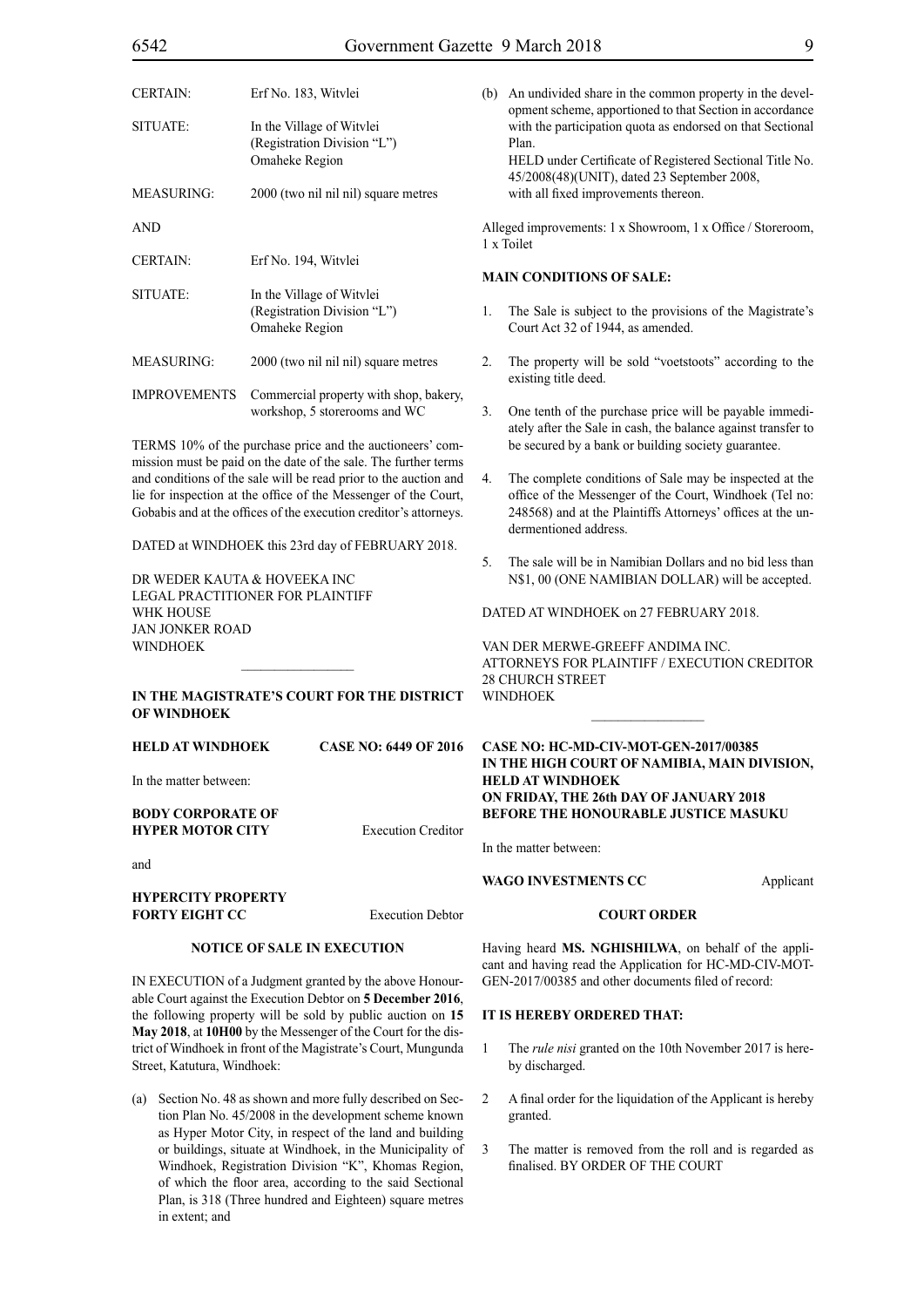| | |
|---|---|
| CERTAIN: | Erf No. 183, Witvlei |
| SITUATE: | In the Village of Witvlei (Registration Division "L") Omaheke Region |
| MEASURING: | 2000 (two nil nil nil) square metres |
| AND | |
| CERTAIN: | Erf No. 194, Witvlei |
| SITUATE: | In the Village of Witvlei (Registration Division "L") Omaheke Region |
| MEASURING: | 2000 (two nil nil nil) square metres |
| IMPROVEMENTS | Commercial property with shop, bakery, workshop, 5 storerooms and WC |

TERMS 10% of the purchase price and the auctioneers' commission must be paid on the date of the sale. The further terms and conditions of the sale will be read prior to the auction and lie for inspection at the office of the Messenger of the Court, Gobabis and at the offices of the execution creditor's attorneys.

DATED at WINDHOEK this 23rd day of FEBRUARY 2018.

DR WEDER KAUTA & HOVEEKA INC
LEGAL PRACTITIONER FOR PLAINTIFF
WHK HOUSE
JAN JONKER ROAD
WINDHOEK

---

**IN THE MAGISTRATE'S COURT FOR THE DISTRICT OF WINDHOEK**

**HELD AT WINDHOEK** **CASE NO: 6449 OF 2016**

In the matter between:

**BODY CORPORATE OF HYPER MOTOR CITY** Execution Creditor

and

**HYPERCITY PROPERTY FORTY EIGHT CC** Execution Debtor

**NOTICE OF SALE IN EXECUTION**

IN EXECUTION of a Judgment granted by the above Honourable Court against the Execution Debtor on **5 December 2016**, the following property will be sold by public auction on **15 May 2018**, at **10H00** by the Messenger of the Court for the district of Windhoek in front of the Magistrate's Court, Mungunda Street, Katutura, Windhoek:

(a) Section No. 48 as shown and more fully described on Section Plan No. 45/2008 in the development scheme known as Hyper Motor City, in respect of the land and building or buildings, situate at Windhoek, in the Municipality of Windhoek, Registration Division "K", Khomas Region, of which the floor area, according to the said Sectional Plan, is 318 (Three hundred and Eighteen) square metres in extent; and

(b) An undivided share in the common property in the development scheme, apportioned to that Section in accordance with the participation quota as endorsed on that Sectional Plan.
HELD under Certificate of Registered Sectional Title No. 45/2008(48)(UNIT), dated 23 September 2008,
with all fixed improvements thereon.

Alleged improvements: 1 x Showroom, 1 x Office / Storeroom, 1 x Toilet

**MAIN CONDITIONS OF SALE:**

1. The Sale is subject to the provisions of the Magistrate's Court Act 32 of 1944, as amended.
2. The property will be sold "voetstoots" according to the existing title deed.
3. One tenth of the purchase price will be payable immediately after the Sale in cash, the balance against transfer to be secured by a bank or building society guarantee.
4. The complete conditions of Sale may be inspected at the office of the Messenger of the Court, Windhoek (Tel no: 248568) and at the Plaintiffs Attorneys' offices at the undermentioned address.
5. The sale will be in Namibian Dollars and no bid less than N$1, 00 (ONE NAMIBIAN DOLLAR) will be accepted.

DATED AT WINDHOEK on 27 FEBRUARY 2018.

VAN DER MERWE-GREEFF ANDIMA INC.
ATTORNEYS FOR PLAINTIFF / EXECUTION CREDITOR
28 CHURCH STREET
WINDHOEK

---

**CASE NO: HC-MD-CIV-MOT-GEN-2017/00385**
**IN THE HIGH COURT OF NAMIBIA, MAIN DIVISION, HELD AT WINDHOEK**
**ON FRIDAY, THE 26th DAY OF JANUARY 2018**
**BEFORE THE HONOURABLE JUSTICE MASUKU**

In the matter between:

**WAGO INVESTMENTS CC** Applicant

**COURT ORDER**

Having heard **MS. NGHISHILWA**, on behalf of the applicant and having read the Application for HC-MD-CIV-MOT-GEN-2017/00385 and other documents filed of record:

**IT IS HEREBY ORDERED THAT:**

1 The *rule nisi* granted on the 10th November 2017 is hereby discharged.

2 A final order for the liquidation of the Applicant is hereby granted.

3 The matter is removed from the roll and is regarded as finalised. BY ORDER OF THE COURT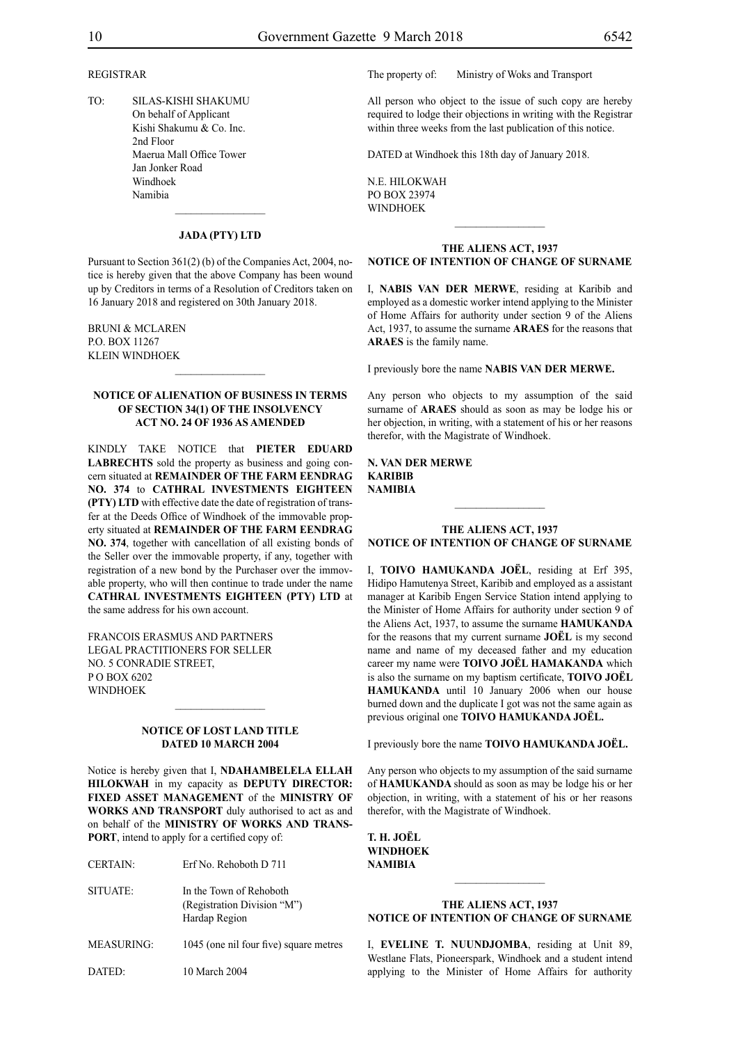REGISTRAR

TO: SILAS-KISHI SHAKUMU
On behalf of Applicant
Kishi Shakumu & Co. Inc.
2nd Floor
Maerua Mall Office Tower
Jan Jonker Road
Windhoek
Namibia

---

**JADA (PTY) LTD**

Pursuant to Section 361(2) (b) of the Companies Act, 2004, notice is hereby given that the above Company has been wound up by Creditors in terms of a Resolution of Creditors taken on 16 January 2018 and registered on 30th January 2018.

BRUNI & MCLAREN
P.O. BOX 11267
KLEIN WINDHOEK

---

**NOTICE OF ALIENATION OF BUSINESS IN TERMS OF SECTION 34(1) OF THE INSOLVENCY ACT NO. 24 OF 1936 AS AMENDED**

KINDLY TAKE NOTICE that **PIETER EDUARD LABRECHTS** sold the property as business and going concern situated at **REMAINDER OF THE FARM EENDRAG NO. 374** to **CATHRAL INVESTMENTS EIGHTEEN (PTY) LTD** with effective date the date of registration of transfer at the Deeds Office of Windhoek of the immovable property situated at **REMAINDER OF THE FARM EENDRAG NO. 374**, together with cancellation of all existing bonds of the Seller over the immovable property, if any, together with registration of a new bond by the Purchaser over the immovable property, who will then continue to trade under the name **CATHRAL INVESTMENTS EIGHTEEN (PTY) LTD** at the same address for his own account.

FRANCOIS ERASMUS AND PARTNERS
LEGAL PRACTITIONERS FOR SELLER
NO. 5 CONRADIE STREET,
P O BOX 6202
WINDHOEK

---

**NOTICE OF LOST LAND TITLE**
**DATED 10 MARCH 2004**

Notice is hereby given that I, **NDAHAMBELELA ELLAH HILOKWAH** in my capacity as **DEPUTY DIRECTOR: FIXED ASSET MANAGEMENT** of the **MINISTRY OF WORKS AND TRANSPORT** duly authorised to act as and on behalf of the **MINISTRY OF WORKS AND TRANSPORT**, intend to apply for a certified copy of:

| | |
|---|---|
| CERTAIN: | Erf No. Rehoboth D 711 |
| SITUATE: | In the Town of Rehoboth (Registration Division "M") Hardap Region |
| MEASURING: | 1045 (one nil four five) square metres |
| DATED: | 10 March 2004 |
| The property of: | Ministry of Woks and Transport |

All person who object to the issue of such copy are hereby required to lodge their objections in writing with the Registrar within three weeks from the last publication of this notice.

DATED at Windhoek this 18th day of January 2018.

N.E. HILOKWAH
PO BOX 23974
WINDHOEK

---

**THE ALIENS ACT, 1937**
**NOTICE OF INTENTION OF CHANGE OF SURNAME**

I, **NABIS VAN DER MERWE**, residing at Karibib and employed as a domestic worker intend applying to the Minister of Home Affairs for authority under section 9 of the Aliens Act, 1937, to assume the surname **ARAES** for the reasons that **ARAES** is the family name.

I previously bore the name **NABIS VAN DER MERWE.**

Any person who objects to my assumption of the said surname of **ARAES** should as soon as may be lodge his or her objection, in writing, with a statement of his or her reasons therefor, with the Magistrate of Windhoek.

**N. VAN DER MERWE**
**KARIBIB**
**NAMIBIA**

---

**THE ALIENS ACT, 1937**
**NOTICE OF INTENTION OF CHANGE OF SURNAME**

I, **TOIVO HAMUKANDA JOËL**, residing at Erf 395, Hidipo Hamutenya Street, Karibib and employed as a assistant manager at Karibib Engen Service Station intend applying to the Minister of Home Affairs for authority under section 9 of the Aliens Act, 1937, to assume the surname **HAMUKANDA** for the reasons that my current surname **JOËL** is my second name and name of my deceased father and my education career my name were **TOIVO JOËL HAMAKANDA** which is also the surname on my baptism certificate, **TOIVO JOËL HAMUKANDA** until 10 January 2006 when our house burned down and the duplicate I got was not the same again as previous original one **TOIVO HAMUKANDA JOËL.**

I previously bore the name **TOIVO HAMUKANDA JOËL.**

Any person who objects to my assumption of the said surname of **HAMUKANDA** should as soon as may be lodge his or her objection, in writing, with a statement of his or her reasons therefor, with the Magistrate of Windhoek.

**T. H. JOËL**
**WINDHOEK**
**NAMIBIA**

---

**THE ALIENS ACT, 1937**
**NOTICE OF INTENTION OF CHANGE OF SURNAME**

I, **EVELINE T. NUUNDJOMBA**, residing at Unit 89, Westlane Flats, Pioneerspark, Windhoek and a student intend applying to the Minister of Home Affairs for authority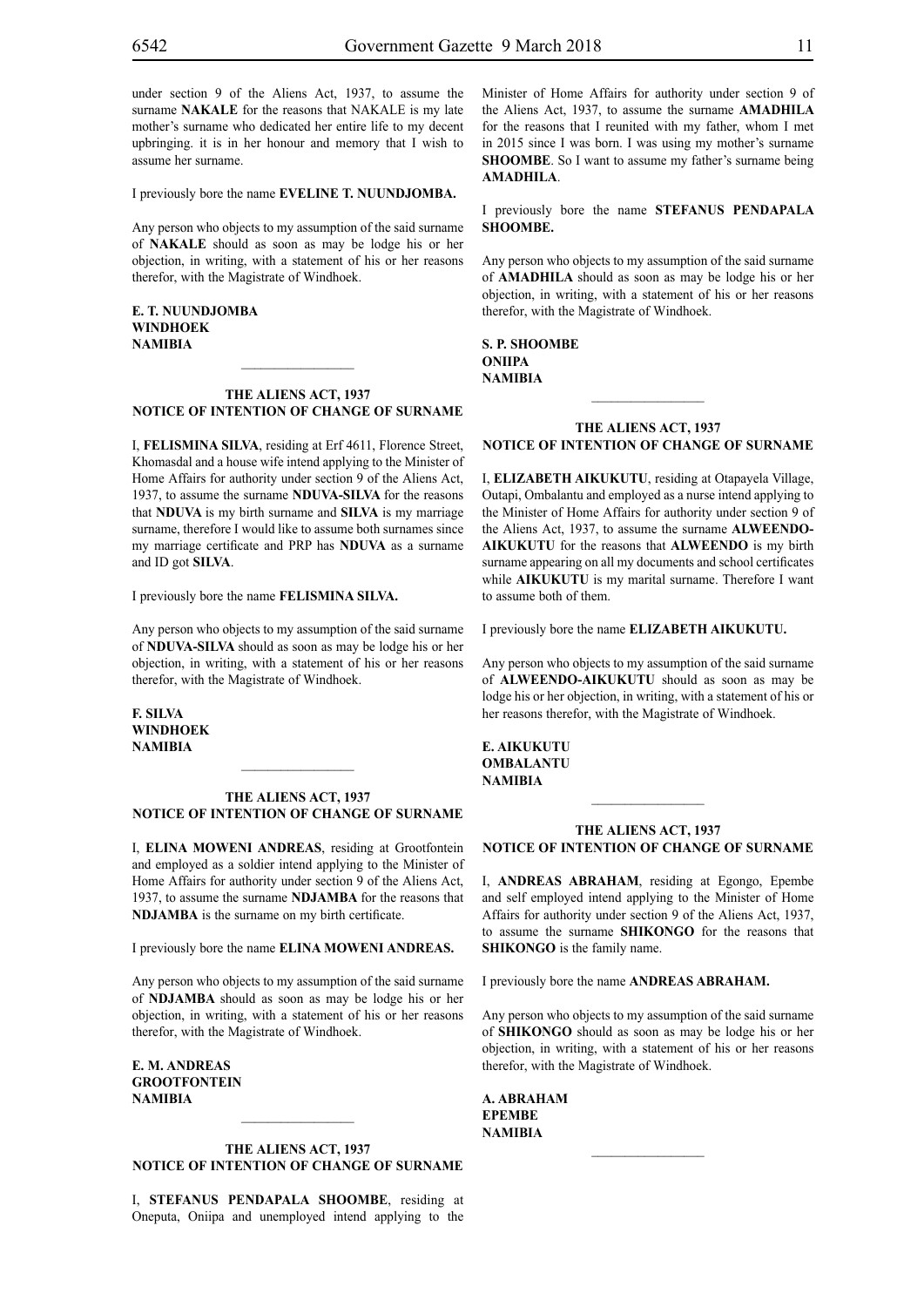under section 9 of the Aliens Act, 1937, to assume the surname **NAKALE** for the reasons that NAKALE is my late mother's surname who dedicated her entire life to my decent upbringing. it is in her honour and memory that I wish to assume her surname.

I previously bore the name **EVELINE T. NUUNDJOMBA.**

Any person who objects to my assumption of the said surname of **NAKALE** should as soon as may be lodge his or her objection, in writing, with a statement of his or her reasons therefor, with the Magistrate of Windhoek.

**E. T. NUUNDJOMBA**
**WINDHOEK**
**NAMIBIA**

---

**THE ALIENS ACT, 1937**
**NOTICE OF INTENTION OF CHANGE OF SURNAME**

I, **FELISMINA SILVA**, residing at Erf 4611, Florence Street, Khomasdal and a house wife intend applying to the Minister of Home Affairs for authority under section 9 of the Aliens Act, 1937, to assume the surname **NDUVA-SILVA** for the reasons that **NDUVA** is my birth surname and **SILVA** is my marriage surname, therefore I would like to assume both surnames since my marriage certificate and PRP has **NDUVA** as a surname and ID got **SILVA**.

I previously bore the name **FELISMINA SILVA.**

Any person who objects to my assumption of the said surname of **NDUVA-SILVA** should as soon as may be lodge his or her objection, in writing, with a statement of his or her reasons therefor, with the Magistrate of Windhoek.

**F. SILVA**
**WINDHOEK**
**NAMIBIA**

---

**THE ALIENS ACT, 1937**
**NOTICE OF INTENTION OF CHANGE OF SURNAME**

I, **ELINA MOWENI ANDREAS**, residing at Grootfontein and employed as a soldier intend applying to the Minister of Home Affairs for authority under section 9 of the Aliens Act, 1937, to assume the surname **NDJAMBA** for the reasons that **NDJAMBA** is the surname on my birth certificate.

I previously bore the name **ELINA MOWENI ANDREAS.**

Any person who objects to my assumption of the said surname of **NDJAMBA** should as soon as may be lodge his or her objection, in writing, with a statement of his or her reasons therefor, with the Magistrate of Windhoek.

**E. M. ANDREAS**
**GROOTFONTEIN**
**NAMIBIA**

---

**THE ALIENS ACT, 1937**
**NOTICE OF INTENTION OF CHANGE OF SURNAME**

I, **STEFANUS PENDAPALA SHOOMBE**, residing at Oneputa, Oniipa and unemployed intend applying to the Minister of Home Affairs for authority under section 9 of the Aliens Act, 1937, to assume the surname **AMADHILA** for the reasons that I reunited with my father, whom I met in 2015 since I was born. I was using my mother's surname **SHOOMBE**. So I want to assume my father's surname being **AMADHILA**.

I previously bore the name **STEFANUS PENDAPALA SHOOMBE.**

Any person who objects to my assumption of the said surname of **AMADHILA** should as soon as may be lodge his or her objection, in writing, with a statement of his or her reasons therefor, with the Magistrate of Windhoek.

**S. P. SHOOMBE**
**ONIIPA**
**NAMIBIA**

---

**THE ALIENS ACT, 1937**
**NOTICE OF INTENTION OF CHANGE OF SURNAME**

I, **ELIZABETH AIKUKUTU**, residing at Otapayela Village, Outapi, Ombalantu and employed as a nurse intend applying to the Minister of Home Affairs for authority under section 9 of the Aliens Act, 1937, to assume the surname **ALWEENDO-AIKUKUTU** for the reasons that **ALWEENDO** is my birth surname appearing on all my documents and school certificates while **AIKUKUTU** is my marital surname. Therefore I want to assume both of them.

I previously bore the name **ELIZABETH AIKUKUTU.**

Any person who objects to my assumption of the said surname of **ALWEENDO-AIKUKUTU** should as soon as may be lodge his or her objection, in writing, with a statement of his or her reasons therefor, with the Magistrate of Windhoek.

**E. AIKUKUTU**
**OMBALANTU**
**NAMIBIA**

---

**THE ALIENS ACT, 1937**
**NOTICE OF INTENTION OF CHANGE OF SURNAME**

I, **ANDREAS ABRAHAM**, residing at Egongo, Epembe and self employed intend applying to the Minister of Home Affairs for authority under section 9 of the Aliens Act, 1937, to assume the surname **SHIKONGO** for the reasons that **SHIKONGO** is the family name.

I previously bore the name **ANDREAS ABRAHAM.**

Any person who objects to my assumption of the said surname of **SHIKONGO** should as soon as may be lodge his or her objection, in writing, with a statement of his or her reasons therefor, with the Magistrate of Windhoek.

**A. ABRAHAM**
**EPEMBE**
**NAMIBIA**

---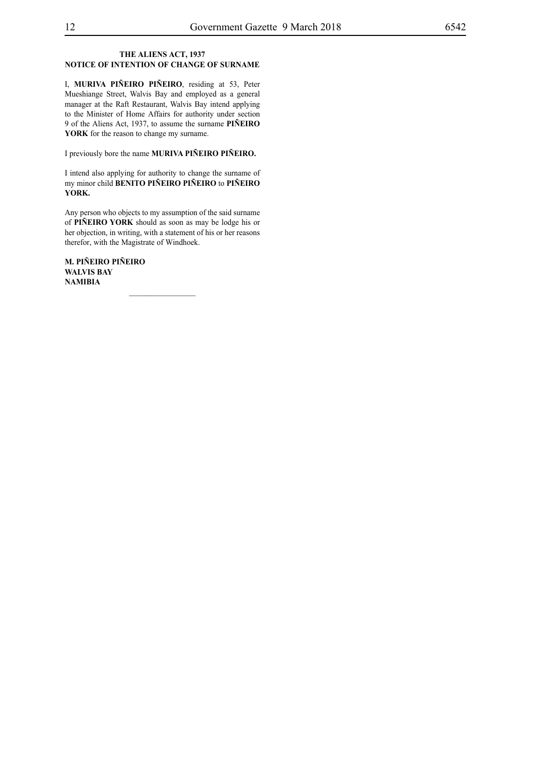**THE ALIENS ACT, 1937**
**NOTICE OF INTENTION OF CHANGE OF SURNAME**

I, **MURIVA PIÑEIRO PIÑEIRO**, residing at 53, Peter Mueshiange Street, Walvis Bay and employed as a general manager at the Raft Restaurant, Walvis Bay intend applying to the Minister of Home Affairs for authority under section 9 of the Aliens Act, 1937, to assume the surname **PIÑEIRO YORK** for the reason to change my surname.

I previously bore the name **MURIVA PIÑEIRO PIÑEIRO.**

I intend also applying for authority to change the surname of my minor child **BENITO PIÑEIRO PIÑEIRO** to **PIÑEIRO YORK.**

Any person who objects to my assumption of the said surname of **PIÑEIRO YORK** should as soon as may be lodge his or her objection, in writing, with a statement of his or her reasons therefor, with the Magistrate of Windhoek.

**M. PIÑEIRO PIÑEIRO**
**WALVIS BAY**
**NAMIBIA**

---